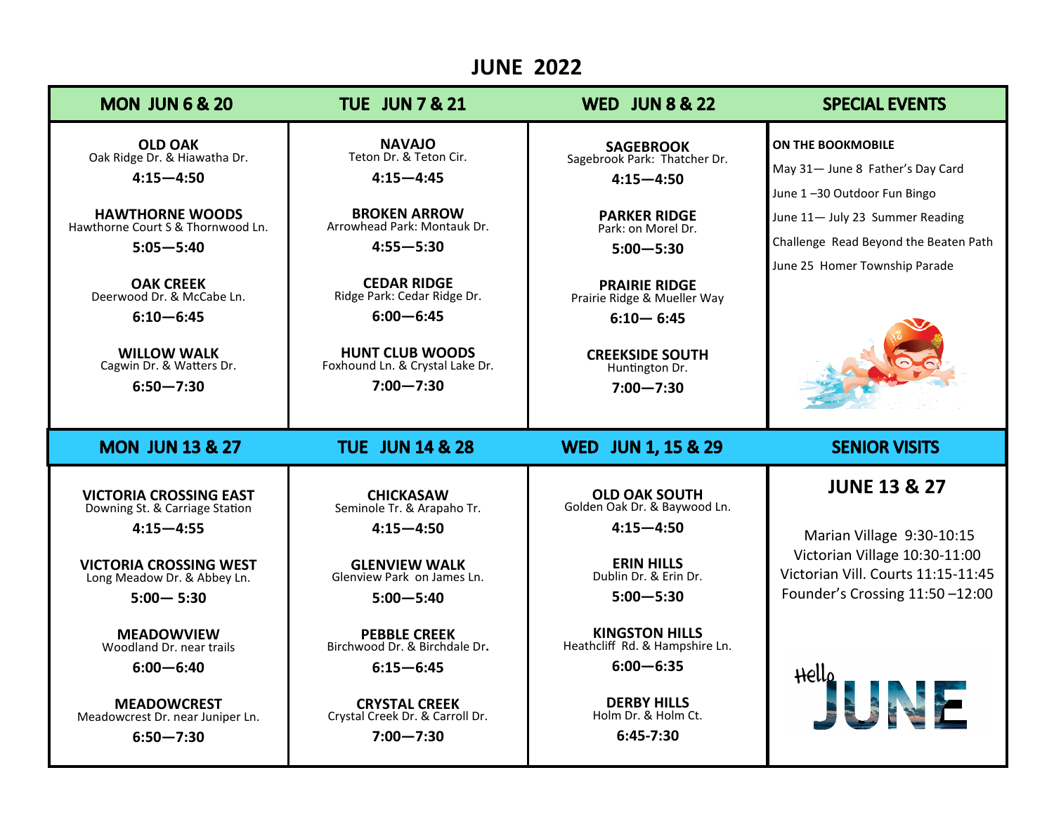# JUNE 2022

| MON JUN 6 & 20 | TUE JUN 7 & 21 | WED JUN 8 & 22 | SPECIAL EVENTS |
|---|---|---|---|
| **OLD OAK**<br>Oak Ridge Dr. & Hiawatha Dr.<br>**4:15—4:50**<br><br>**HAWTHORNE WOODS**<br>Hawthorne Court S & Thornwood Ln.<br>**5:05—5:40**<br><br>**OAK CREEK**<br>Deerwood Dr. & McCabe Ln.<br>**6:10—6:45**<br><br>**WILLOW WALK**<br>Cagwin Dr. & Watters Dr.<br>**6:50—7:30** | **NAVAJO**<br>Teton Dr. & Teton Cir.<br>**4:15—4:45**<br><br>**BROKEN ARROW**<br>Arrowhead Park: Montauk Dr.<br>**4:55—5:30**<br><br>**CEDAR RIDGE**<br>Ridge Park: Cedar Ridge Dr.<br>**6:00—6:45**<br><br>**HUNT CLUB WOODS**<br>Foxhound Ln. & Crystal Lake Dr.<br>**7:00—7:30** | **SAGEBROOK**<br>Sagebrook Park: Thatcher Dr.<br>**4:15—4:50**<br><br>**PARKER RIDGE**<br>Park: on Morel Dr.<br>**5:00—5:30**<br><br>**PRAIRIE RIDGE**<br>Prairie Ridge & Mueller Way<br>**6:10— 6:45**<br><br>**CREEKSIDE SOUTH**<br>Huntington Dr.<br>**7:00—7:30** | **ON THE BOOKMOBILE**<br>May 31— June 8 Father's Day Card<br>June 1 –30 Outdoor Fun Bingo<br>June 11— July 23 Summer Reading Challenge Read Beyond the Beaten Path<br>June 25 Homer Township Parade |
| **MON JUN 13 & 27** | **TUE JUN 14 & 28** | **WED JUN 1, 15 & 29** | **SENIOR VISITS** |
| **VICTORIA CROSSING EAST**<br>Downing St. & Carriage Station<br>**4:15—4:55**<br><br>**VICTORIA CROSSING WEST**<br>Long Meadow Dr. & Abbey Ln.<br>**5:00— 5:30**<br><br>**MEADOWVIEW**<br>Woodland Dr. near trails<br>**6:00—6:40**<br><br>**MEADOWCREST**<br>Meadowcrest Dr. near Juniper Ln.<br>**6:50—7:30** | **CHICKASAW**<br>Seminole Tr. & Arapaho Tr.<br>**4:15—4:50**<br><br>**GLENVIEW WALK**<br>Glenview Park on James Ln.<br>**5:00—5:40**<br><br>**PEBBLE CREEK**<br>Birchwood Dr. & Birchdale Dr.<br>**6:15—6:45**<br><br>**CRYSTAL CREEK**<br>Crystal Creek Dr. & Carroll Dr.<br>**7:00—7:30** | **OLD OAK SOUTH**<br>Golden Oak Dr. & Baywood Ln.<br>**4:15—4:50**<br><br>**ERIN HILLS**<br>Dublin Dr. & Erin Dr.<br>**5:00—5:30**<br><br>**KINGSTON HILLS**<br>Heathcliff Rd. & Hampshire Ln.<br>**6:00—6:35**<br><br>**DERBY HILLS**<br>Holm Dr. & Holm Ct.<br>**6:45-7:30** | **JUNE 13 & 27**<br><br>Marian Village 9:30-10:15<br>Victorian Village 10:30-11:00<br>Victorian Vill. Courts 11:15-11:45<br>Founder's Crossing 11:50 –12:00<br><br>Hello JUNE |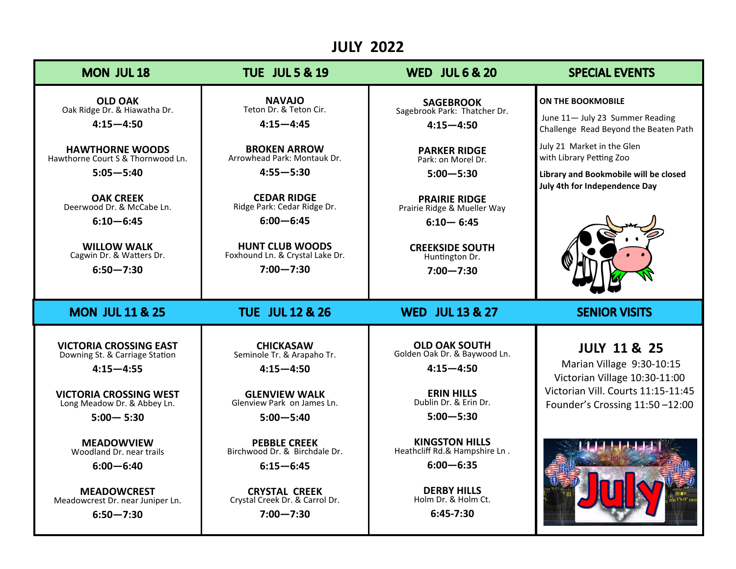# JULY 2022

| MON JUL 18 | TUE JUL 5 & 19 | WED JUL 6 & 20 | SPECIAL EVENTS |
|---|---|---|---|
| **OLD OAK**<br>Oak Ridge Dr. & Hiawatha Dr.<br>**4:15—4:50** | **NAVAJO**<br>Teton Dr. & Teton Cir.<br>**4:15—4:45** | **SAGEBROOK**<br>Sagebrook Park: Thatcher Dr.<br>**4:15—4:50** | **ON THE BOOKMOBILE**<br>June 11— July 23 Summer Reading Challenge Read Beyond the Beaten Path |
| **HAWTHORNE WOODS**<br>Hawthorne Court S & Thornwood Ln.<br>**5:05—5:40** | **BROKEN ARROW**<br>Arrowhead Park: Montauk Dr.<br>**4:55—5:30** | **PARKER RIDGE**<br>Park: on Morel Dr.<br>**5:00—5:30** | July 21 Market in the Glen with Library Petting Zoo |
| **OAK CREEK**<br>Deerwood Dr. & McCabe Ln.<br>**6:10—6:45** | **CEDAR RIDGE**<br>Ridge Park: Cedar Ridge Dr.<br>**6:00—6:45** | **PRAIRIE RIDGE**<br>Prairie Ridge & Mueller Way<br>**6:10— 6:45** | **Library and Bookmobile will be closed July 4th for Independence Day** |
| **WILLOW WALK**<br>Cagwin Dr. & Watters Dr.<br>**6:50—7:30** | **HUNT CLUB WOODS**<br>Foxhound Ln. & Crystal Lake Dr.<br>**7:00—7:30** | **CREEKSIDE SOUTH**<br>Huntington Dr.<br>**7:00—7:30** | |
| **MON JUL 11 & 25** | **TUE JUL 12 & 26** | **WED JUL 13 & 27** | **SENIOR VISITS** |
| **VICTORIA CROSSING EAST**<br>Downing St. & Carriage Station<br>**4:15—4:55** | **CHICKASAW**<br>Seminole Tr. & Arapaho Tr.<br>**4:15—4:50** | **OLD OAK SOUTH**<br>Golden Oak Dr. & Baywood Ln.<br>**4:15—4:50** | **JULY 11 & 25**<br>Marian Village 9:30-10:15<br>Victorian Village 10:30-11:00<br>Victorian Vill. Courts 11:15-11:45<br>Founder's Crossing 11:50 –12:00 |
| **VICTORIA CROSSING WEST**<br>Long Meadow Dr. & Abbey Ln.<br>**5:00— 5:30** | **GLENVIEW WALK**<br>Glenview Park on James Ln.<br>**5:00—5:40** | **ERIN HILLS**<br>Dublin Dr. & Erin Dr.<br>**5:00—5:30** | |
| **MEADOWVIEW**<br>Woodland Dr. near trails<br>**6:00—6:40** | **PEBBLE CREEK**<br>Birchwood Dr. & Birchdale Dr.<br>**6:15—6:45** | **KINGSTON HILLS**<br>Heathcliff Rd.& Hampshire Ln .<br>**6:00—6:35** | |
| **MEADOWCREST**<br>Meadowcrest Dr. near Juniper Ln.<br>**6:50—7:30** | **CRYSTAL CREEK**<br>Crystal Creek Dr. & Carrol Dr.<br>**7:00—7:30** | **DERBY HILLS**<br>Holm Dr. & Holm Ct.<br>**6:45-7:30** | |